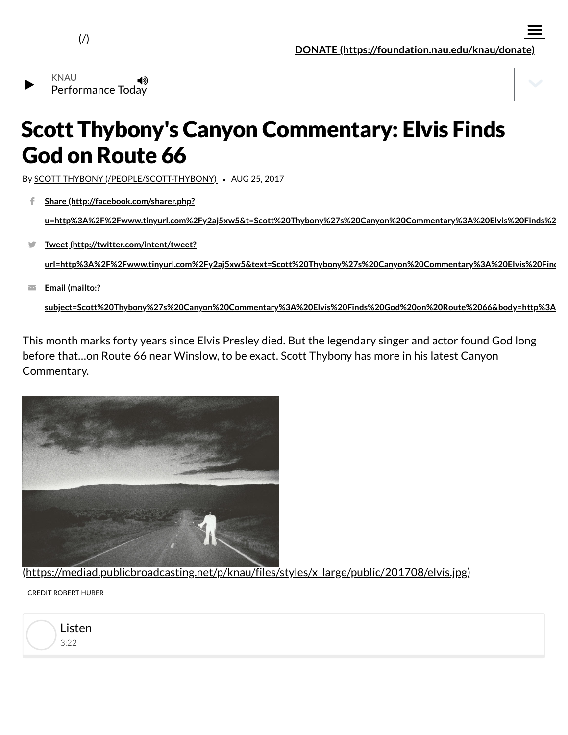(/)

**DONATE (https://foundation.nau.edu/knau/donate)**

KNAU
Performance Today

# Scott Thybony's Canyon Commentary: Elvis Finds God on Route 66

By SCOTT THYBONY (/PEOPLE/SCOTT-THYBONY) • AUG 25, 2017

- **Share (http://facebook.com/sharer.php?u=http%3A%2F%2Fwww.tinyurl.com%2Fy2aj5xw5&t=Scott%20Thybony%27s%20Canyon%20Commentary%3A%20Elvis%20Finds%2**
- **Tweet (http://twitter.com/intent/tweet?url=http%3A%2F%2Fwww.tinyurl.com%2Fy2aj5xw5&text=Scott%20Thybony%27s%20Canyon%20Commentary%3A%20Elvis%20Fin**
- **Email (mailto:?subject=Scott%20Thybony%27s%20Canyon%20Commentary%3A%20Elvis%20Finds%20God%20on%20Route%2066&body=http%3A**

This month marks forty years since Elvis Presley died. But the legendary singer and actor found God long before that…on Route 66 near Winslow, to be exact. Scott Thybony has more in his latest Canyon Commentary.

(https://mediad.publicbroadcasting.net/p/knau/files/styles/x_large/public/201708/elvis.jpg)

CREDIT ROBERT HUBER

Listen
3:22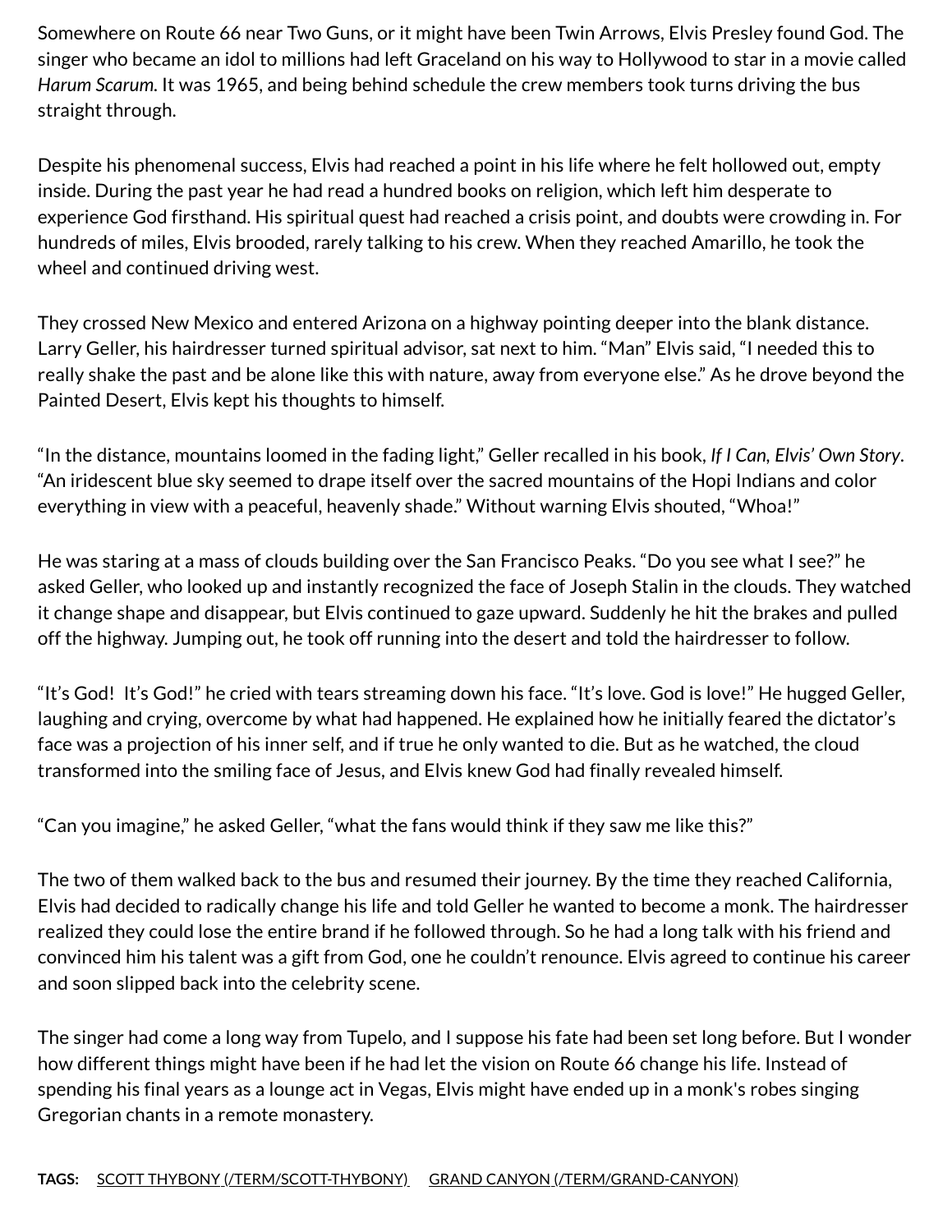Somewhere on Route 66 near Two Guns, or it might have been Twin Arrows, Elvis Presley found God. The singer who became an idol to millions had left Graceland on his way to Hollywood to star in a movie called *Harum Scarum.* It was 1965, and being behind schedule the crew members took turns driving the bus straight through.

Despite his phenomenal success, Elvis had reached a point in his life where he felt hollowed out, empty inside. During the past year he had read a hundred books on religion, which left him desperate to experience God firsthand. His spiritual quest had reached a crisis point, and doubts were crowding in. For hundreds of miles, Elvis brooded, rarely talking to his crew. When they reached Amarillo, he took the wheel and continued driving west.

They crossed New Mexico and entered Arizona on a highway pointing deeper into the blank distance. Larry Geller, his hairdresser turned spiritual advisor, sat next to him. "Man" Elvis said, "I needed this to really shake the past and be alone like this with nature, away from everyone else." As he drove beyond the Painted Desert, Elvis kept his thoughts to himself.

"In the distance, mountains loomed in the fading light," Geller recalled in his book, *If I Can, Elvis' Own Story*. "An iridescent blue sky seemed to drape itself over the sacred mountains of the Hopi Indians and color everything in view with a peaceful, heavenly shade." Without warning Elvis shouted, "Whoa!"

He was staring at a mass of clouds building over the San Francisco Peaks. "Do you see what I see?" he asked Geller, who looked up and instantly recognized the face of Joseph Stalin in the clouds. They watched it change shape and disappear, but Elvis continued to gaze upward. Suddenly he hit the brakes and pulled off the highway. Jumping out, he took off running into the desert and told the hairdresser to follow.

"It's God!  It's God!" he cried with tears streaming down his face. "It's love. God is love!" He hugged Geller, laughing and crying, overcome by what had happened. He explained how he initially feared the dictator's face was a projection of his inner self, and if true he only wanted to die. But as he watched, the cloud transformed into the smiling face of Jesus, and Elvis knew God had finally revealed himself.

"Can you imagine," he asked Geller, "what the fans would think if they saw me like this?"

The two of them walked back to the bus and resumed their journey. By the time they reached California, Elvis had decided to radically change his life and told Geller he wanted to become a monk. The hairdresser realized they could lose the entire brand if he followed through. So he had a long talk with his friend and convinced him his talent was a gift from God, one he couldn't renounce. Elvis agreed to continue his career and soon slipped back into the celebrity scene.

The singer had come a long way from Tupelo, and I suppose his fate had been set long before. But I wonder how different things might have been if he had let the vision on Route 66 change his life. Instead of spending his final years as a lounge act in Vegas, Elvis might have ended up in a monk's robes singing Gregorian chants in a remote monastery.

**TAGS:** SCOTT THYBONY (/TERM/SCOTT-THYBONY) GRAND CANYON (/TERM/GRAND-CANYON)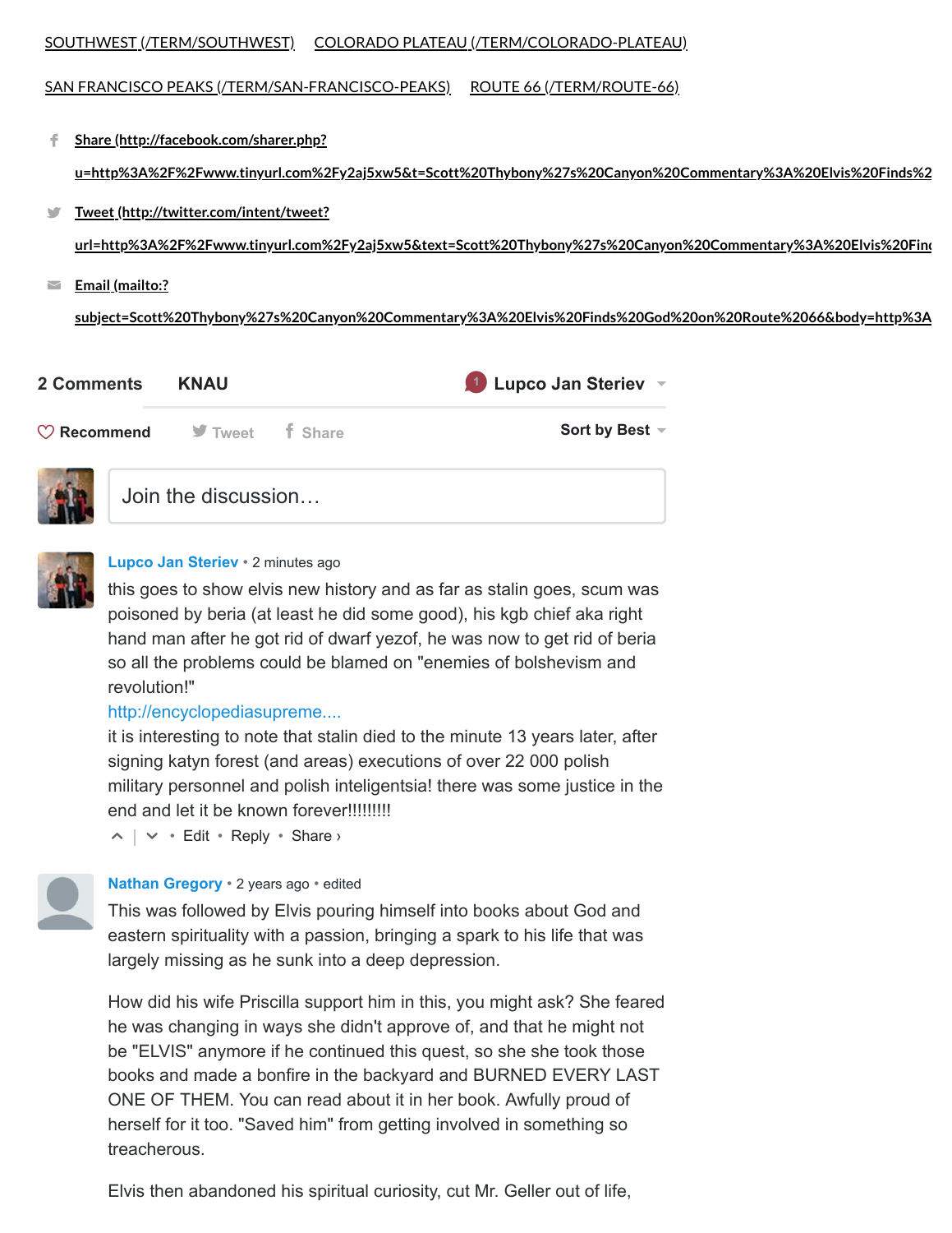SOUTHWEST (/TERM/SOUTHWEST) COLORADO PLATEAU (/TERM/COLORADO-PLATEAU)

SAN FRANCISCO PEAKS (/TERM/SAN-FRANCISCO-PEAKS) ROUTE 66 (/TERM/ROUTE-66)

- Share (http://facebook.com/sharer.php?u=http%3A%2F%2Fwww.tinyurl.com%2Fy2aj5xw5&t=Scott%20Thybony%27s%20Canyon%20Commentary%3A%20Elvis%20Finds%2
- Tweet (http://twitter.com/intent/tweet?url=http%3A%2F%2Fwww.tinyurl.com%2Fy2aj5xw5&text=Scott%20Thybony%27s%20Canyon%20Commentary%3A%20Elvis%20Fin
- Email (mailto:?subject=Scott%20Thybony%27s%20Canyon%20Commentary%3A%20Elvis%20Finds%20God%20on%20Route%2066&body=http%3A

**2 Comments** **KNAU** **Lupco Jan Steriev**

Recommend Tweet Share Sort by Best

Join the discussion…

**Lupco Jan Steriev** • 2 minutes ago

this goes to show elvis new history and as far as stalin goes, scum was poisoned by beria (at least he did some good), his kgb chief aka right hand man after he got rid of dwarf yezof, he was now to get rid of beria so all the problems could be blamed on "enemies of bolshevism and revolution!"
http://encyclopediasupreme....
it is interesting to note that stalin died to the minute 13 years later, after signing katyn forest (and areas) executions of over 22 000 polish military personnel and polish inteligentsia! there was some justice in the end and let it be known forever!!!!!!!!!

Edit • Reply • Share ›

**Nathan Gregory** • 2 years ago • edited

This was followed by Elvis pouring himself into books about God and eastern spirituality with a passion, bringing a spark to his life that was largely missing as he sunk into a deep depression.

How did his wife Priscilla support him in this, you might ask? She feared he was changing in ways she didn't approve of, and that he might not be "ELVIS" anymore if he continued this quest, so she she took those books and made a bonfire in the backyard and BURNED EVERY LAST ONE OF THEM. You can read about it in her book. Awfully proud of herself for it too. "Saved him" from getting involved in something so treacherous.

Elvis then abandoned his spiritual curiosity, cut Mr. Geller out of life,